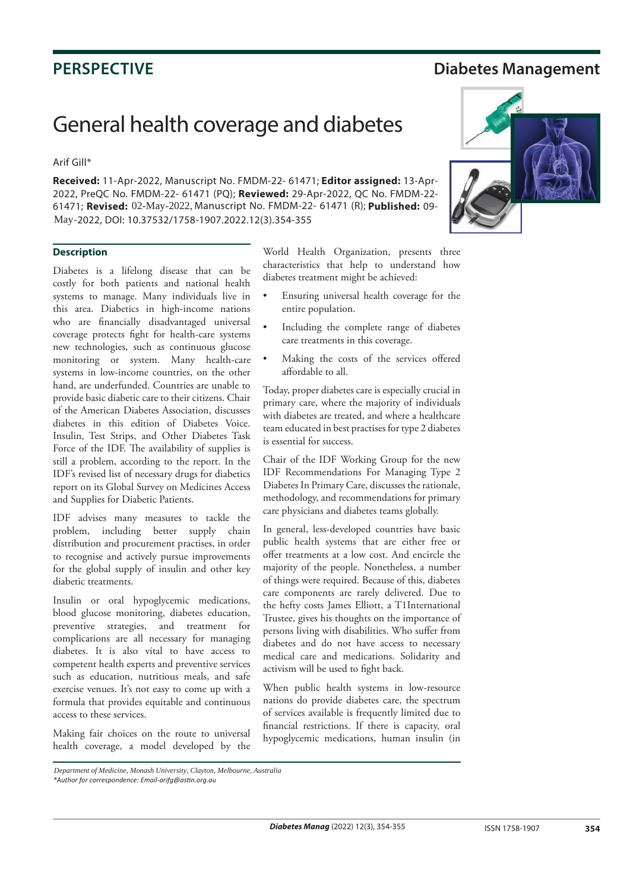PERSPECTIVE

Diabetes Management

# General health coverage and diabetes

Arif Gill*

**Received:** 11-Apr-2022, Manuscript No. FMDM-22- 61471; **Editor assigned:** 13-Apr-2022, PreQC No. FMDM-22- 61471 (PQ); **Reviewed:** 29-Apr-2022, QC No. FMDM-22-61471; **Revised:** 02-May-2022, Manuscript No. FMDM-22- 61471 (R); **Published:** 09-May-2022, DOI: 10.37532/1758-1907.2022.12(3).354-355

## Description

Diabetes is a lifelong disease that can be costly for both patients and national health systems to manage. Many individuals live in this area. Diabetics in high-income nations who are financially disadvantaged universal coverage protects fight for health-care systems new technologies, such as continuous glucose monitoring or system. Many health-care systems in low-income countries, on the other hand, are underfunded. Countries are unable to provide basic diabetic care to their citizens. Chair of the American Diabetes Association, discusses diabetes in this edition of Diabetes Voice. Insulin, Test Strips, and Other Diabetes Task Force of the IDF. The availability of supplies is still a problem, according to the report. In the IDF's revised list of necessary drugs for diabetics report on its Global Survey on Medicines Access and Supplies for Diabetic Patients.

IDF advises many measures to tackle the problem, including better supply chain distribution and procurement practises, in order to recognise and actively pursue improvements for the global supply of insulin and other key diabetic treatments.

Insulin or oral hypoglycemic medications, blood glucose monitoring, diabetes education, preventive strategies, and treatment for complications are all necessary for managing diabetes. It is also vital to have access to competent health experts and preventive services such as education, nutritious meals, and safe exercise venues. It's not easy to come up with a formula that provides equitable and continuous access to these services.

Making fair choices on the route to universal health coverage, a model developed by the World Health Organization, presents three characteristics that help to understand how diabetes treatment might be achieved:

- Ensuring universal health coverage for the entire population.
- Including the complete range of diabetes care treatments in this coverage.
- Making the costs of the services offered affordable to all.

Today, proper diabetes care is especially crucial in primary care, where the majority of individuals with diabetes are treated, and where a healthcare team educated in best practises for type 2 diabetes is essential for success.

Chair of the IDF Working Group for the new IDF Recommendations For Managing Type 2 Diabetes In Primary Care, discusses the rationale, methodology, and recommendations for primary care physicians and diabetes teams globally.

In general, less-developed countries have basic public health systems that are either free or offer treatments at a low cost. And encircle the majority of the people. Nonetheless, a number of things were required. Because of this, diabetes care components are rarely delivered. Due to the hefty costs James Elliott, a T1International Trustee, gives his thoughts on the importance of persons living with disabilities. Who suffer from diabetes and do not have access to necessary medical care and medications. Solidarity and activism will be used to fight back.

When public health systems in low-resource nations do provide diabetes care, the spectrum of services available is frequently limited due to financial restrictions. If there is capacity, oral hypoglycemic medications, human insulin (in

*Department of Medicine, Monash University, Clayton, Melbourne, Australia*

*\*Author for correspondence: Email-arifg@astin.org.au*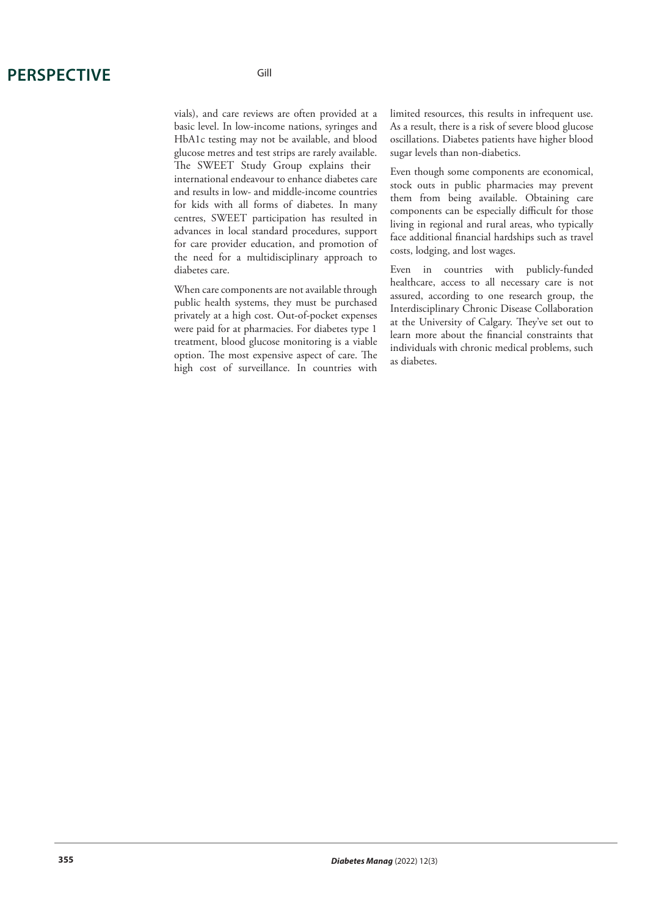vials), and care reviews are often provided at a basic level. In low-income nations, syringes and HbA1c testing may not be available, and blood glucose metres and test strips are rarely available. The SWEET Study Group explains their international endeavour to enhance diabetes care and results in low- and middle-income countries for kids with all forms of diabetes. In many centres, SWEET participation has resulted in advances in local standard procedures, support for care provider education, and promotion of the need for a multidisciplinary approach to diabetes care.

When care components are not available through public health systems, they must be purchased privately at a high cost. Out-of-pocket expenses were paid for at pharmacies. For diabetes type 1 treatment, blood glucose monitoring is a viable option. The most expensive aspect of care. The high cost of surveillance. In countries with limited resources, this results in infrequent use. As a result, there is a risk of severe blood glucose oscillations. Diabetes patients have higher blood sugar levels than non-diabetics.

Even though some components are economical, stock outs in public pharmacies may prevent them from being available. Obtaining care components can be especially difficult for those living in regional and rural areas, who typically face additional financial hardships such as travel costs, lodging, and lost wages.

Even in countries with publicly-funded healthcare, access to all necessary care is not assured, according to one research group, the Interdisciplinary Chronic Disease Collaboration at the University of Calgary. They've set out to learn more about the financial constraints that individuals with chronic medical problems, such as diabetes.